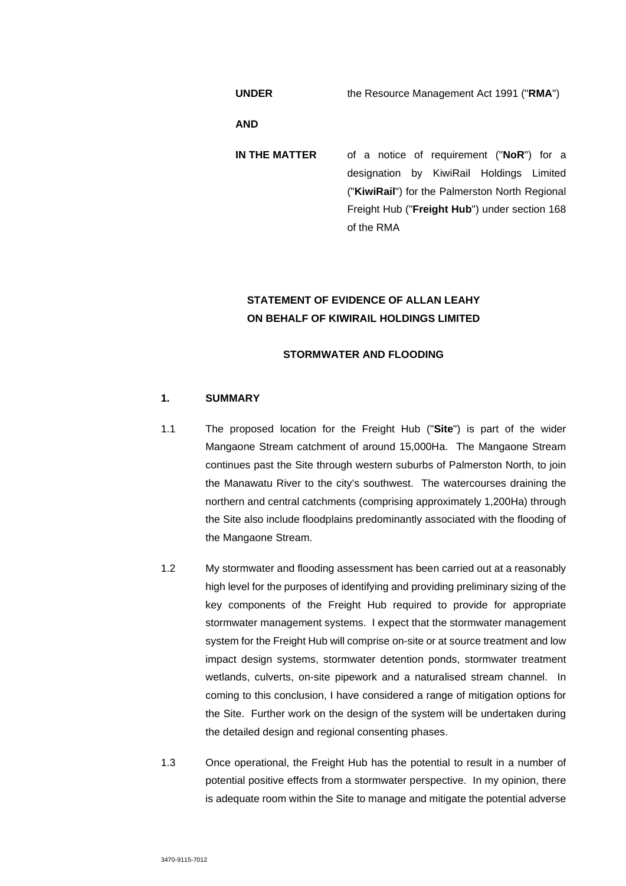**UNDER** the Resource Management Act 1991 ("**RMA**")

**AND**

**IN THE MATTER** of a notice of requirement ("**NoR**") for a designation by KiwiRail Holdings Limited ("**KiwiRail**") for the Palmerston North Regional Freight Hub ("**Freight Hub**") under section 168 of the RMA

**STATEMENT OF EVIDENCE OF ALLAN LEAHY ON BEHALF OF KIWIRAIL HOLDINGS LIMITED**

**STORMWATER AND FLOODING**

## 1. SUMMARY

1.1 The proposed location for the Freight Hub ("**Site**") is part of the wider Mangaone Stream catchment of around 15,000Ha. The Mangaone Stream continues past the Site through western suburbs of Palmerston North, to join the Manawatu River to the city's southwest. The watercourses draining the northern and central catchments (comprising approximately 1,200Ha) through the Site also include floodplains predominantly associated with the flooding of the Mangaone Stream.

1.2 My stormwater and flooding assessment has been carried out at a reasonably high level for the purposes of identifying and providing preliminary sizing of the key components of the Freight Hub required to provide for appropriate stormwater management systems. I expect that the stormwater management system for the Freight Hub will comprise on-site or at source treatment and low impact design systems, stormwater detention ponds, stormwater treatment wetlands, culverts, on-site pipework and a naturalised stream channel. In coming to this conclusion, I have considered a range of mitigation options for the Site. Further work on the design of the system will be undertaken during the detailed design and regional consenting phases.

1.3 Once operational, the Freight Hub has the potential to result in a number of potential positive effects from a stormwater perspective. In my opinion, there is adequate room within the Site to manage and mitigate the potential adverse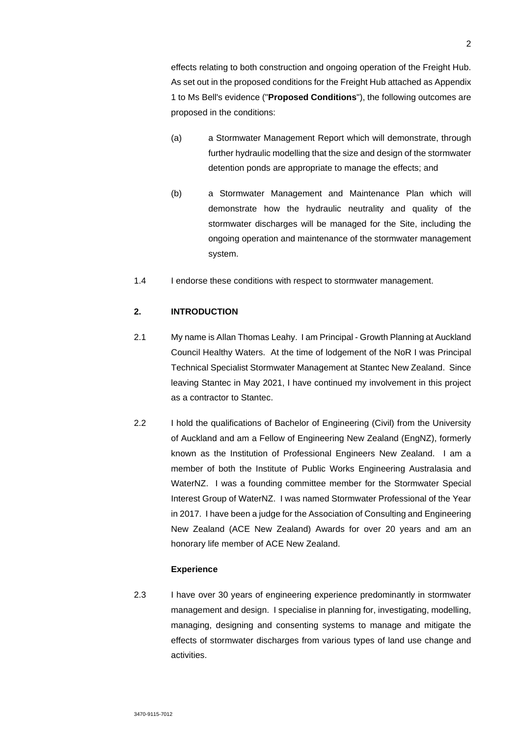effects relating to both construction and ongoing operation of the Freight Hub. As set out in the proposed conditions for the Freight Hub attached as Appendix 1 to Ms Bell's evidence ("**Proposed Conditions**"), the following outcomes are proposed in the conditions:

(a) a Stormwater Management Report which will demonstrate, through further hydraulic modelling that the size and design of the stormwater detention ponds are appropriate to manage the effects; and

(b) a Stormwater Management and Maintenance Plan which will demonstrate how the hydraulic neutrality and quality of the stormwater discharges will be managed for the Site, including the ongoing operation and maintenance of the stormwater management system.

1.4 I endorse these conditions with respect to stormwater management.

## 2. INTRODUCTION

2.1 My name is Allan Thomas Leahy. I am Principal - Growth Planning at Auckland Council Healthy Waters. At the time of lodgement of the NoR I was Principal Technical Specialist Stormwater Management at Stantec New Zealand. Since leaving Stantec in May 2021, I have continued my involvement in this project as a contractor to Stantec.

2.2 I hold the qualifications of Bachelor of Engineering (Civil) from the University of Auckland and am a Fellow of Engineering New Zealand (EngNZ), formerly known as the Institution of Professional Engineers New Zealand. I am a member of both the Institute of Public Works Engineering Australasia and WaterNZ. I was a founding committee member for the Stormwater Special Interest Group of WaterNZ. I was named Stormwater Professional of the Year in 2017. I have been a judge for the Association of Consulting and Engineering New Zealand (ACE New Zealand) Awards for over 20 years and am an honorary life member of ACE New Zealand.

### Experience

2.3 I have over 30 years of engineering experience predominantly in stormwater management and design. I specialise in planning for, investigating, modelling, managing, designing and consenting systems to manage and mitigate the effects of stormwater discharges from various types of land use change and activities.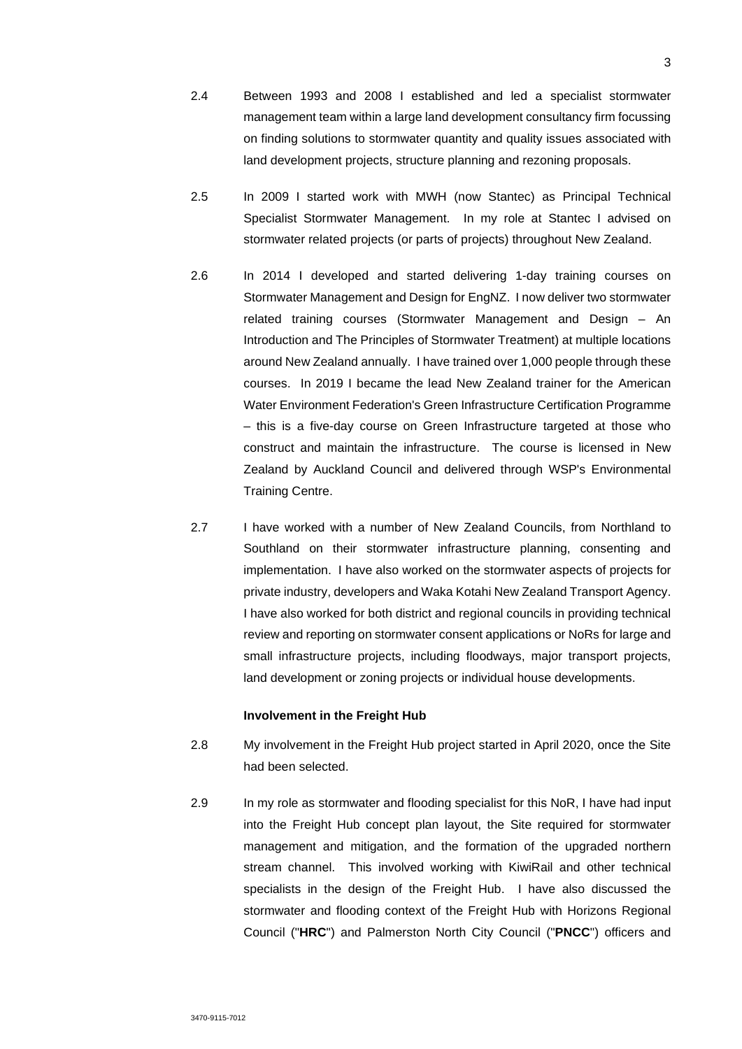2.4 Between 1993 and 2008 I established and led a specialist stormwater management team within a large land development consultancy firm focussing on finding solutions to stormwater quantity and quality issues associated with land development projects, structure planning and rezoning proposals.

2.5 In 2009 I started work with MWH (now Stantec) as Principal Technical Specialist Stormwater Management. In my role at Stantec I advised on stormwater related projects (or parts of projects) throughout New Zealand.

2.6 In 2014 I developed and started delivering 1-day training courses on Stormwater Management and Design for EngNZ. I now deliver two stormwater related training courses (Stormwater Management and Design – An Introduction and The Principles of Stormwater Treatment) at multiple locations around New Zealand annually. I have trained over 1,000 people through these courses. In 2019 I became the lead New Zealand trainer for the American Water Environment Federation's Green Infrastructure Certification Programme – this is a five-day course on Green Infrastructure targeted at those who construct and maintain the infrastructure. The course is licensed in New Zealand by Auckland Council and delivered through WSP's Environmental Training Centre.

2.7 I have worked with a number of New Zealand Councils, from Northland to Southland on their stormwater infrastructure planning, consenting and implementation. I have also worked on the stormwater aspects of projects for private industry, developers and Waka Kotahi New Zealand Transport Agency. I have also worked for both district and regional councils in providing technical review and reporting on stormwater consent applications or NoRs for large and small infrastructure projects, including floodways, major transport projects, land development or zoning projects or individual house developments.

### Involvement in the Freight Hub

2.8 My involvement in the Freight Hub project started in April 2020, once the Site had been selected.

2.9 In my role as stormwater and flooding specialist for this NoR, I have had input into the Freight Hub concept plan layout, the Site required for stormwater management and mitigation, and the formation of the upgraded northern stream channel. This involved working with KiwiRail and other technical specialists in the design of the Freight Hub. I have also discussed the stormwater and flooding context of the Freight Hub with Horizons Regional Council ("**HRC**") and Palmerston North City Council ("**PNCC**") officers and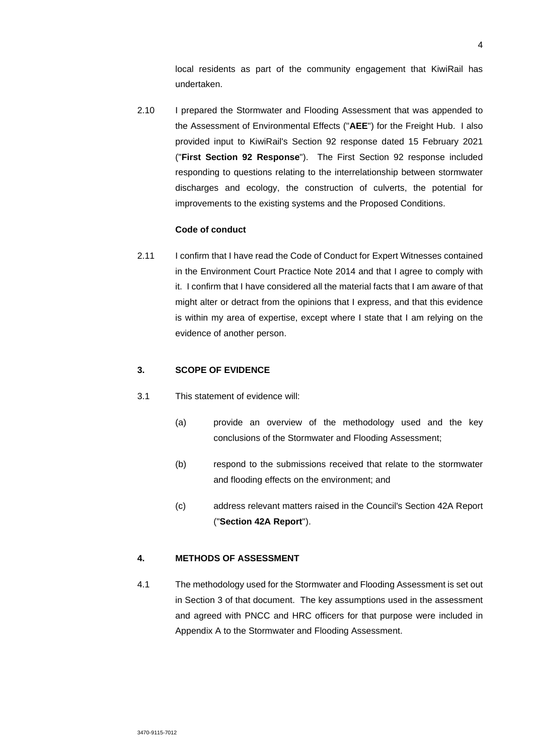local residents as part of the community engagement that KiwiRail has undertaken.

2.10 I prepared the Stormwater and Flooding Assessment that was appended to the Assessment of Environmental Effects ("**AEE**") for the Freight Hub. I also provided input to KiwiRail's Section 92 response dated 15 February 2021 ("**First Section 92 Response**"). The First Section 92 response included responding to questions relating to the interrelationship between stormwater discharges and ecology, the construction of culverts, the potential for improvements to the existing systems and the Proposed Conditions.

**Code of conduct**

2.11 I confirm that I have read the Code of Conduct for Expert Witnesses contained in the Environment Court Practice Note 2014 and that I agree to comply with it. I confirm that I have considered all the material facts that I am aware of that might alter or detract from the opinions that I express, and that this evidence is within my area of expertise, except where I state that I am relying on the evidence of another person.

## 3. SCOPE OF EVIDENCE

3.1 This statement of evidence will:

(a) provide an overview of the methodology used and the key conclusions of the Stormwater and Flooding Assessment;

(b) respond to the submissions received that relate to the stormwater and flooding effects on the environment; and

(c) address relevant matters raised in the Council's Section 42A Report ("**Section 42A Report**").

## 4. METHODS OF ASSESSMENT

4.1 The methodology used for the Stormwater and Flooding Assessment is set out in Section 3 of that document. The key assumptions used in the assessment and agreed with PNCC and HRC officers for that purpose were included in Appendix A to the Stormwater and Flooding Assessment.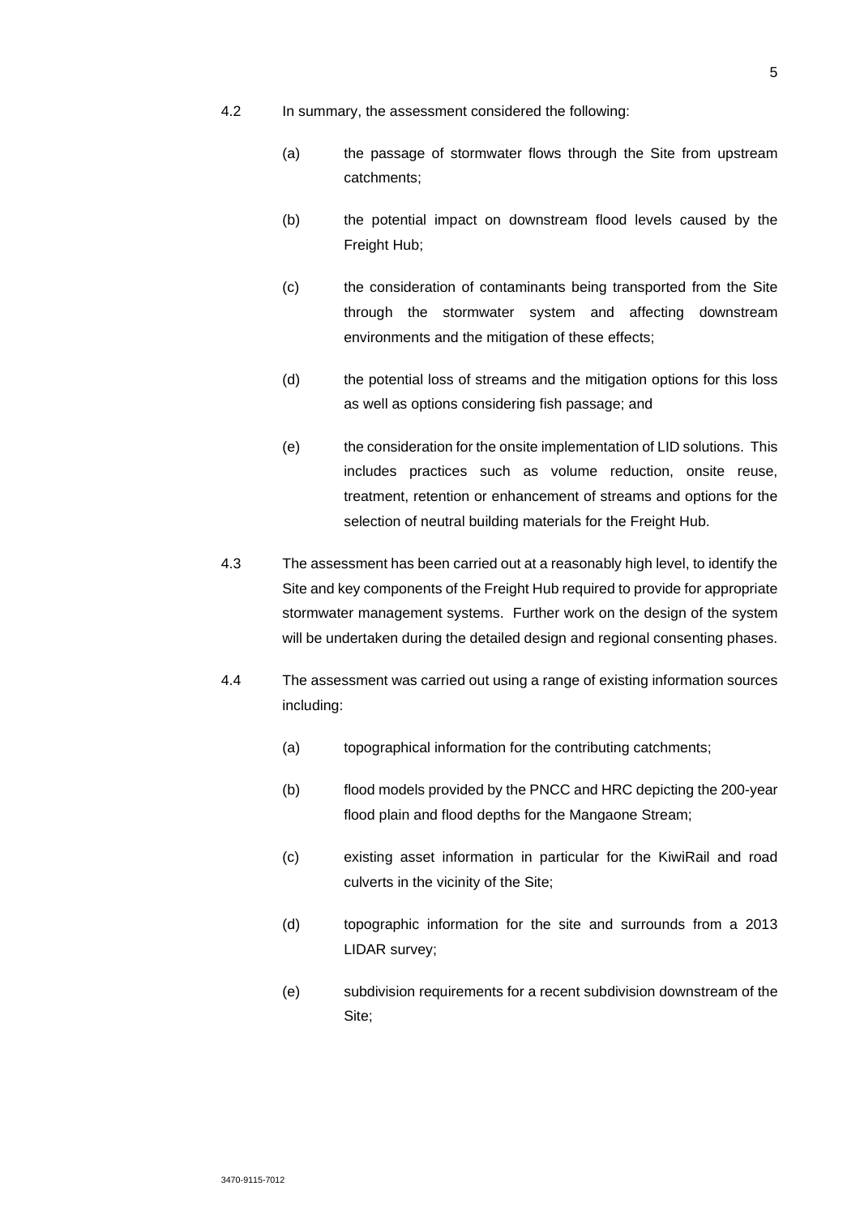4.2 In summary, the assessment considered the following:

(a) the passage of stormwater flows through the Site from upstream catchments;

(b) the potential impact on downstream flood levels caused by the Freight Hub;

(c) the consideration of contaminants being transported from the Site through the stormwater system and affecting downstream environments and the mitigation of these effects;

(d) the potential loss of streams and the mitigation options for this loss as well as options considering fish passage; and

(e) the consideration for the onsite implementation of LID solutions. This includes practices such as volume reduction, onsite reuse, treatment, retention or enhancement of streams and options for the selection of neutral building materials for the Freight Hub.

4.3 The assessment has been carried out at a reasonably high level, to identify the Site and key components of the Freight Hub required to provide for appropriate stormwater management systems. Further work on the design of the system will be undertaken during the detailed design and regional consenting phases.

4.4 The assessment was carried out using a range of existing information sources including:

(a) topographical information for the contributing catchments;

(b) flood models provided by the PNCC and HRC depicting the 200-year flood plain and flood depths for the Mangaone Stream;

(c) existing asset information in particular for the KiwiRail and road culverts in the vicinity of the Site;

(d) topographic information for the site and surrounds from a 2013 LIDAR survey;

(e) subdivision requirements for a recent subdivision downstream of the Site;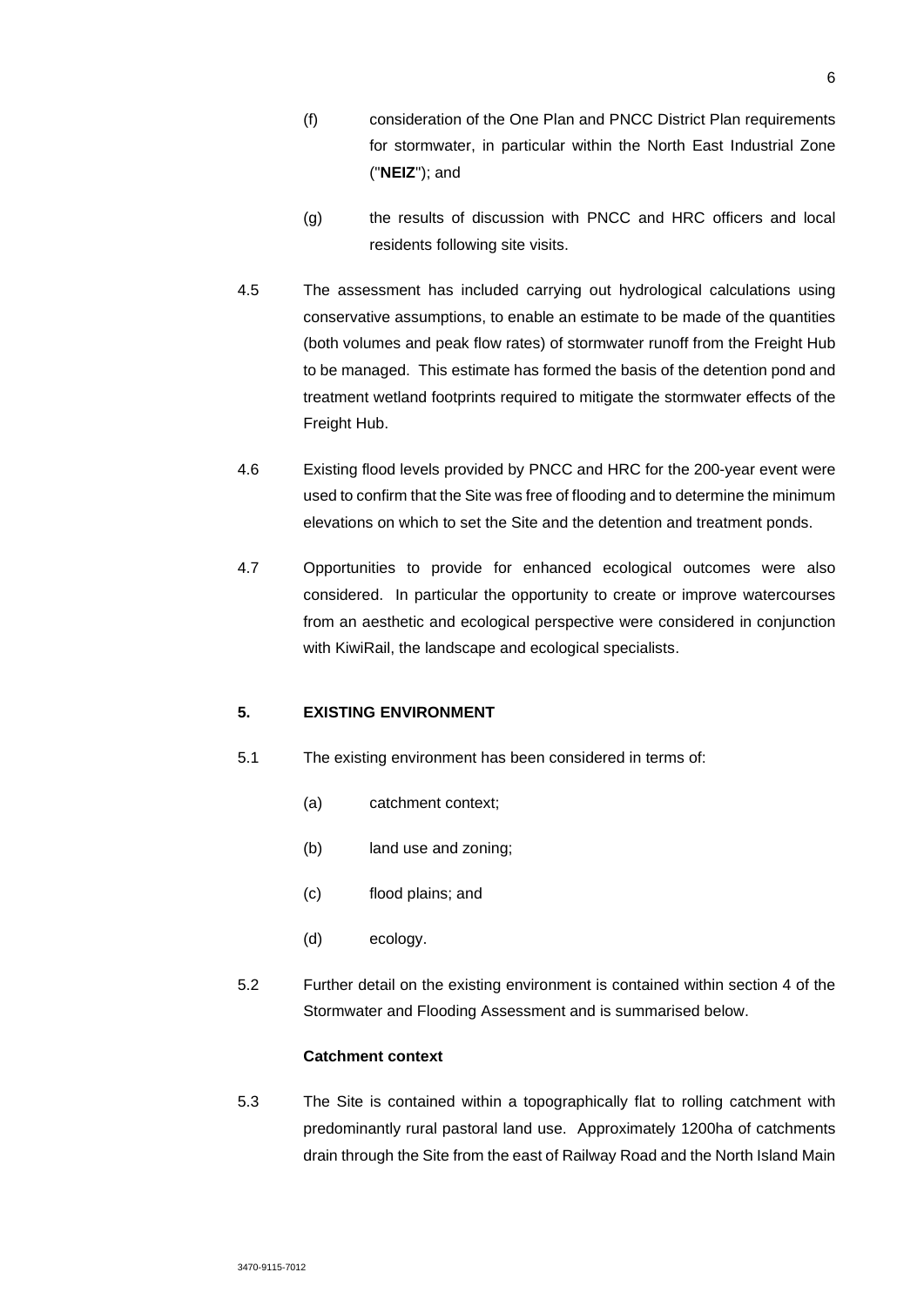(f) consideration of the One Plan and PNCC District Plan requirements for stormwater, in particular within the North East Industrial Zone ("**NEIZ**"); and

(g) the results of discussion with PNCC and HRC officers and local residents following site visits.

4.5 The assessment has included carrying out hydrological calculations using conservative assumptions, to enable an estimate to be made of the quantities (both volumes and peak flow rates) of stormwater runoff from the Freight Hub to be managed. This estimate has formed the basis of the detention pond and treatment wetland footprints required to mitigate the stormwater effects of the Freight Hub.

4.6 Existing flood levels provided by PNCC and HRC for the 200-year event were used to confirm that the Site was free of flooding and to determine the minimum elevations on which to set the Site and the detention and treatment ponds.

4.7 Opportunities to provide for enhanced ecological outcomes were also considered. In particular the opportunity to create or improve watercourses from an aesthetic and ecological perspective were considered in conjunction with KiwiRail, the landscape and ecological specialists.

## 5. EXISTING ENVIRONMENT

5.1 The existing environment has been considered in terms of:

(a) catchment context;

(b) land use and zoning;

(c) flood plains; and

(d) ecology.

5.2 Further detail on the existing environment is contained within section 4 of the Stormwater and Flooding Assessment and is summarised below.

### Catchment context

5.3 The Site is contained within a topographically flat to rolling catchment with predominantly rural pastoral land use. Approximately 1200ha of catchments drain through the Site from the east of Railway Road and the North Island Main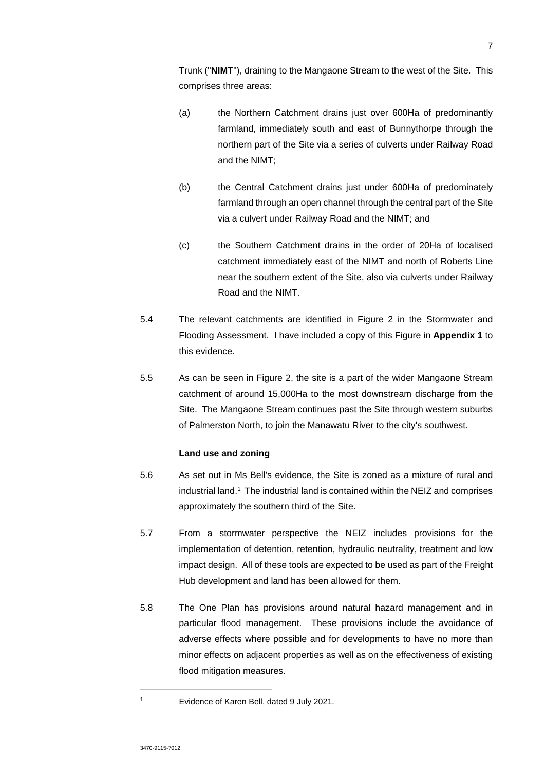Trunk ("**NIMT**"), draining to the Mangaone Stream to the west of the Site. This comprises three areas:

(a) the Northern Catchment drains just over 600Ha of predominantly farmland, immediately south and east of Bunnythorpe through the northern part of the Site via a series of culverts under Railway Road and the NIMT;

(b) the Central Catchment drains just under 600Ha of predominately farmland through an open channel through the central part of the Site via a culvert under Railway Road and the NIMT; and

(c) the Southern Catchment drains in the order of 20Ha of localised catchment immediately east of the NIMT and north of Roberts Line near the southern extent of the Site, also via culverts under Railway Road and the NIMT.

5.4 The relevant catchments are identified in Figure 2 in the Stormwater and Flooding Assessment. I have included a copy of this Figure in **Appendix 1** to this evidence.

5.5 As can be seen in Figure 2, the site is a part of the wider Mangaone Stream catchment of around 15,000Ha to the most downstream discharge from the Site. The Mangaone Stream continues past the Site through western suburbs of Palmerston North, to join the Manawatu River to the city's southwest.

**Land use and zoning**

5.6 As set out in Ms Bell's evidence, the Site is zoned as a mixture of rural and industrial land.[1] The industrial land is contained within the NEIZ and comprises approximately the southern third of the Site.

5.7 From a stormwater perspective the NEIZ includes provisions for the implementation of detention, retention, hydraulic neutrality, treatment and low impact design. All of these tools are expected to be used as part of the Freight Hub development and land has been allowed for them.

5.8 The One Plan has provisions around natural hazard management and in particular flood management. These provisions include the avoidance of adverse effects where possible and for developments to have no more than minor effects on adjacent properties as well as on the effectiveness of existing flood mitigation measures.

---

[1] Evidence of Karen Bell, dated 9 July 2021.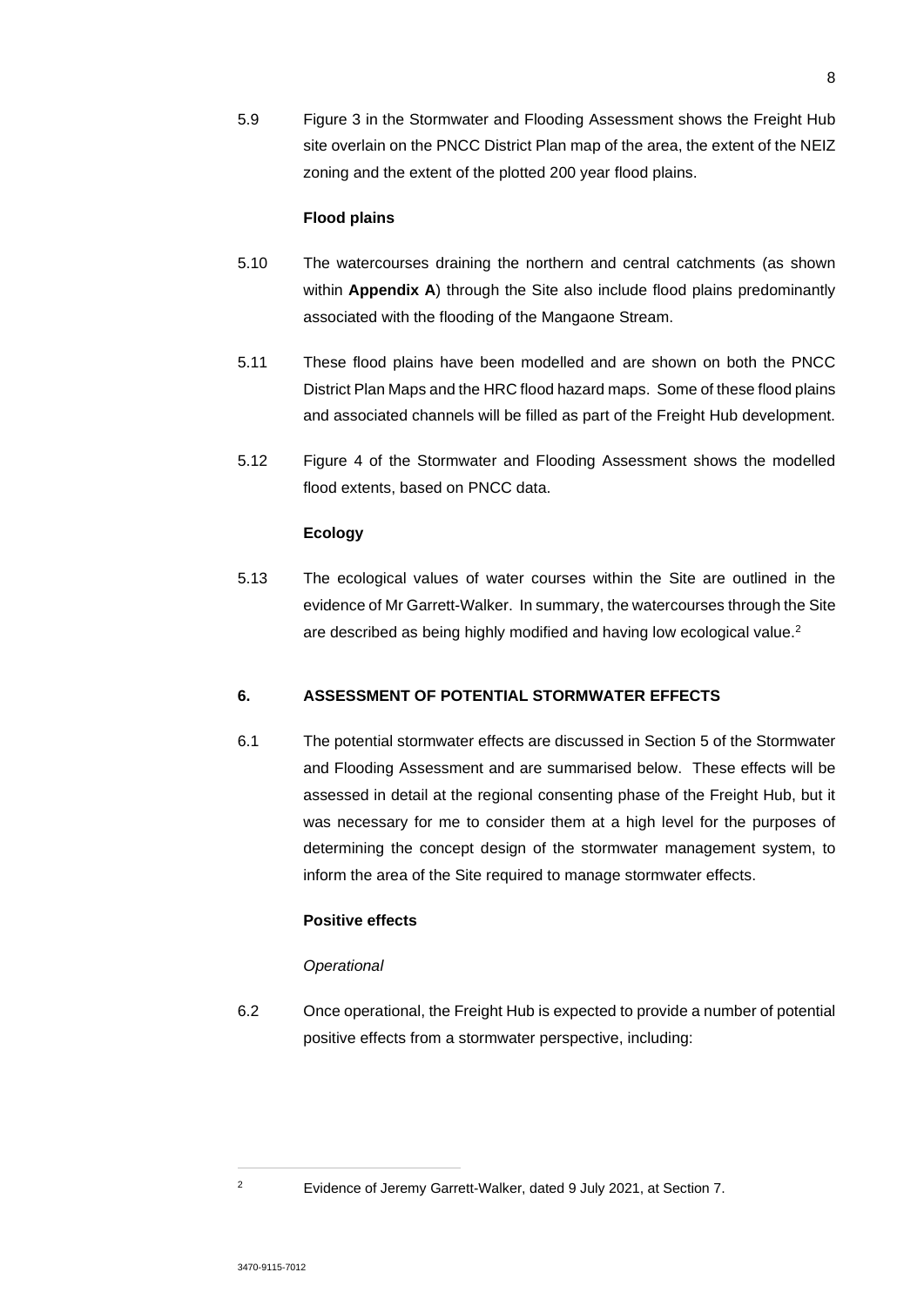5.9 Figure 3 in the Stormwater and Flooding Assessment shows the Freight Hub site overlain on the PNCC District Plan map of the area, the extent of the NEIZ zoning and the extent of the plotted 200 year flood plains.

**Flood plains**

5.10 The watercourses draining the northern and central catchments (as shown within **Appendix A**) through the Site also include flood plains predominantly associated with the flooding of the Mangaone Stream.

5.11 These flood plains have been modelled and are shown on both the PNCC District Plan Maps and the HRC flood hazard maps. Some of these flood plains and associated channels will be filled as part of the Freight Hub development.

5.12 Figure 4 of the Stormwater and Flooding Assessment shows the modelled flood extents, based on PNCC data.

**Ecology**

5.13 The ecological values of water courses within the Site are outlined in the evidence of Mr Garrett-Walker. In summary, the watercourses through the Site are described as being highly modified and having low ecological value.[2]

## 6. ASSESSMENT OF POTENTIAL STORMWATER EFFECTS

6.1 The potential stormwater effects are discussed in Section 5 of the Stormwater and Flooding Assessment and are summarised below. These effects will be assessed in detail at the regional consenting phase of the Freight Hub, but it was necessary for me to consider them at a high level for the purposes of determining the concept design of the stormwater management system, to inform the area of the Site required to manage stormwater effects.

**Positive effects**

*Operational*

6.2 Once operational, the Freight Hub is expected to provide a number of potential positive effects from a stormwater perspective, including:

[2] Evidence of Jeremy Garrett-Walker, dated 9 July 2021, at Section 7.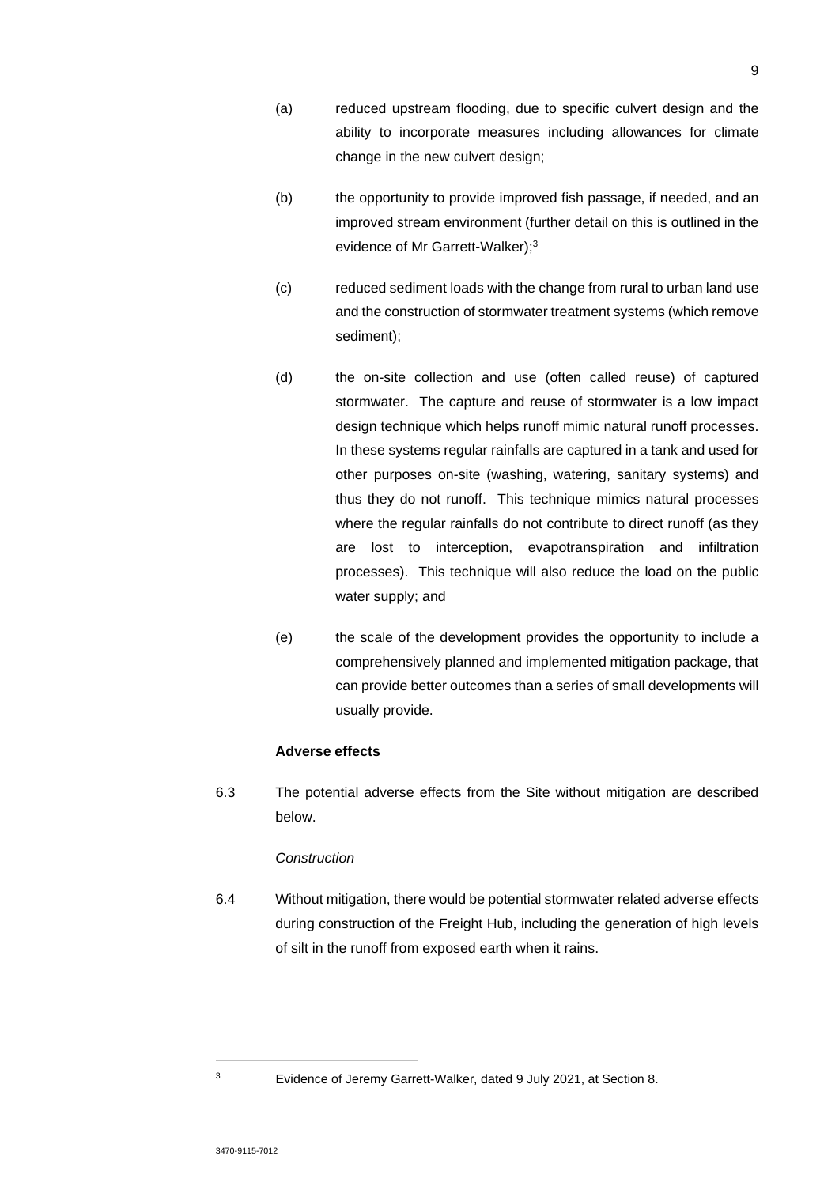(a) reduced upstream flooding, due to specific culvert design and the ability to incorporate measures including allowances for climate change in the new culvert design;

(b) the opportunity to provide improved fish passage, if needed, and an improved stream environment (further detail on this is outlined in the evidence of Mr Garrett-Walker);[3]

(c) reduced sediment loads with the change from rural to urban land use and the construction of stormwater treatment systems (which remove sediment);

(d) the on-site collection and use (often called reuse) of captured stormwater. The capture and reuse of stormwater is a low impact design technique which helps runoff mimic natural runoff processes. In these systems regular rainfalls are captured in a tank and used for other purposes on-site (washing, watering, sanitary systems) and thus they do not runoff. This technique mimics natural processes where the regular rainfalls do not contribute to direct runoff (as they are lost to interception, evapotranspiration and infiltration processes). This technique will also reduce the load on the public water supply; and

(e) the scale of the development provides the opportunity to include a comprehensively planned and implemented mitigation package, that can provide better outcomes than a series of small developments will usually provide.

**Adverse effects**

6.3 The potential adverse effects from the Site without mitigation are described below.

*Construction*

6.4 Without mitigation, there would be potential stormwater related adverse effects during construction of the Freight Hub, including the generation of high levels of silt in the runoff from exposed earth when it rains.

---

[3] Evidence of Jeremy Garrett-Walker, dated 9 July 2021, at Section 8.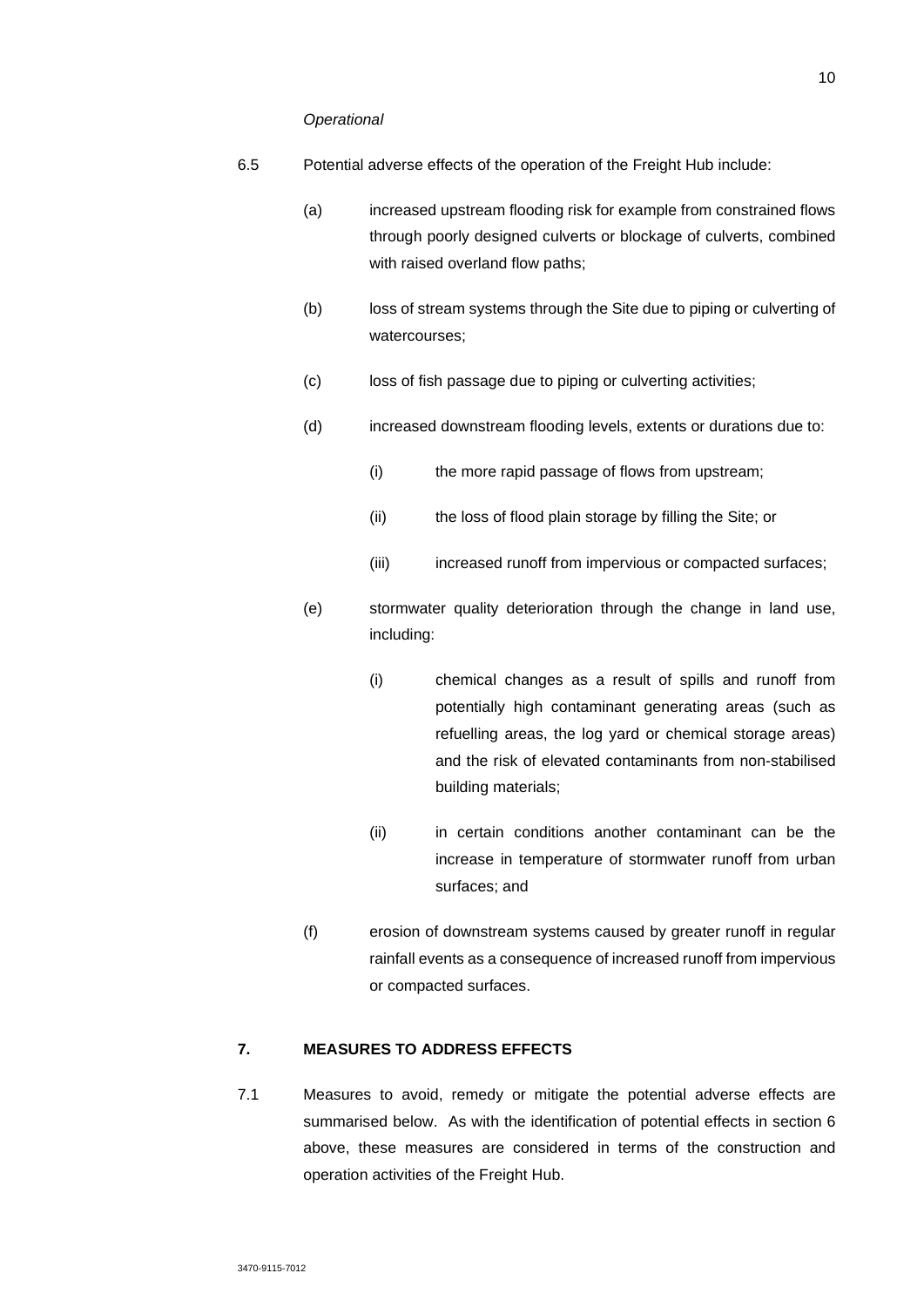*Operational*

6.5 Potential adverse effects of the operation of the Freight Hub include:

(a) increased upstream flooding risk for example from constrained flows through poorly designed culverts or blockage of culverts, combined with raised overland flow paths;

(b) loss of stream systems through the Site due to piping or culverting of watercourses;

(c) loss of fish passage due to piping or culverting activities;

(d) increased downstream flooding levels, extents or durations due to:

(i) the more rapid passage of flows from upstream;

(ii) the loss of flood plain storage by filling the Site; or

(iii) increased runoff from impervious or compacted surfaces;

(e) stormwater quality deterioration through the change in land use, including:

(i) chemical changes as a result of spills and runoff from potentially high contaminant generating areas (such as refuelling areas, the log yard or chemical storage areas) and the risk of elevated contaminants from non-stabilised building materials;

(ii) in certain conditions another contaminant can be the increase in temperature of stormwater runoff from urban surfaces; and

(f) erosion of downstream systems caused by greater runoff in regular rainfall events as a consequence of increased runoff from impervious or compacted surfaces.

## 7. MEASURES TO ADDRESS EFFECTS

7.1 Measures to avoid, remedy or mitigate the potential adverse effects are summarised below. As with the identification of potential effects in section 6 above, these measures are considered in terms of the construction and operation activities of the Freight Hub.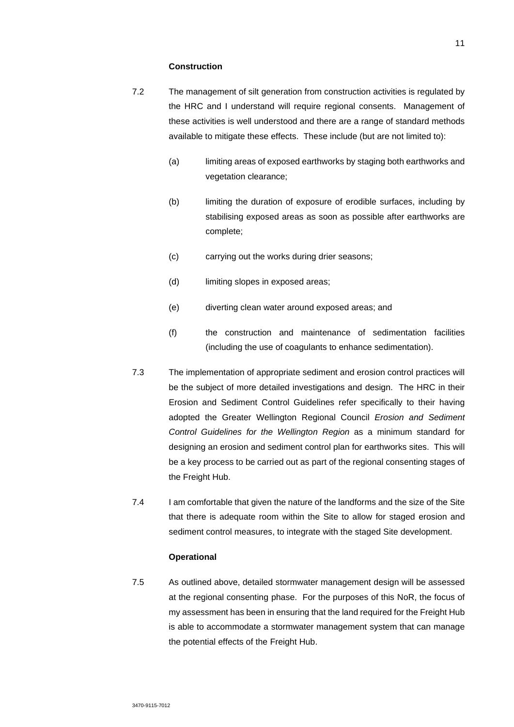**Construction**

7.2 The management of silt generation from construction activities is regulated by the HRC and I understand will require regional consents. Management of these activities is well understood and there are a range of standard methods available to mitigate these effects. These include (but are not limited to):

(a) limiting areas of exposed earthworks by staging both earthworks and vegetation clearance;

(b) limiting the duration of exposure of erodible surfaces, including by stabilising exposed areas as soon as possible after earthworks are complete;

(c) carrying out the works during drier seasons;

(d) limiting slopes in exposed areas;

(e) diverting clean water around exposed areas; and

(f) the construction and maintenance of sedimentation facilities (including the use of coagulants to enhance sedimentation).

7.3 The implementation of appropriate sediment and erosion control practices will be the subject of more detailed investigations and design. The HRC in their Erosion and Sediment Control Guidelines refer specifically to their having adopted the Greater Wellington Regional Council *Erosion and Sediment Control Guidelines for the Wellington Region* as a minimum standard for designing an erosion and sediment control plan for earthworks sites. This will be a key process to be carried out as part of the regional consenting stages of the Freight Hub.

7.4 I am comfortable that given the nature of the landforms and the size of the Site that there is adequate room within the Site to allow for staged erosion and sediment control measures, to integrate with the staged Site development.

**Operational**

7.5 As outlined above, detailed stormwater management design will be assessed at the regional consenting phase. For the purposes of this NoR, the focus of my assessment has been in ensuring that the land required for the Freight Hub is able to accommodate a stormwater management system that can manage the potential effects of the Freight Hub.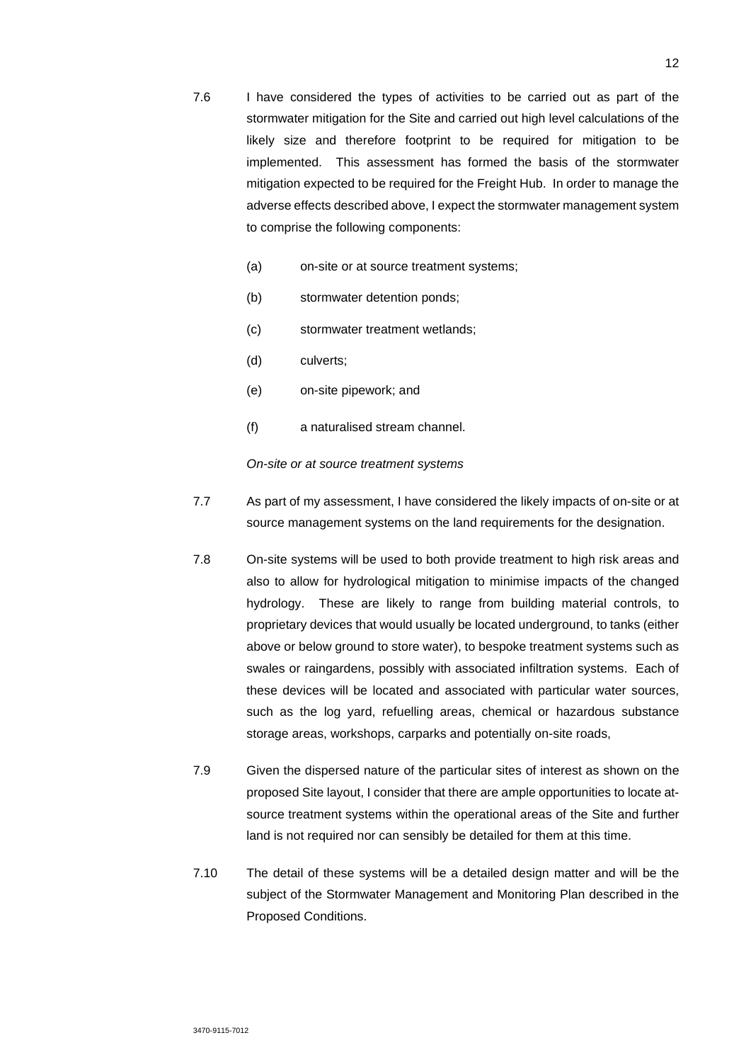7.6 I have considered the types of activities to be carried out as part of the stormwater mitigation for the Site and carried out high level calculations of the likely size and therefore footprint to be required for mitigation to be implemented. This assessment has formed the basis of the stormwater mitigation expected to be required for the Freight Hub. In order to manage the adverse effects described above, I expect the stormwater management system to comprise the following components:

(a) on-site or at source treatment systems;

(b) stormwater detention ponds;

(c) stormwater treatment wetlands;

(d) culverts;

(e) on-site pipework; and

(f) a naturalised stream channel.

*On-site or at source treatment systems*

7.7 As part of my assessment, I have considered the likely impacts of on-site or at source management systems on the land requirements for the designation.

7.8 On-site systems will be used to both provide treatment to high risk areas and also to allow for hydrological mitigation to minimise impacts of the changed hydrology. These are likely to range from building material controls, to proprietary devices that would usually be located underground, to tanks (either above or below ground to store water), to bespoke treatment systems such as swales or raingardens, possibly with associated infiltration systems. Each of these devices will be located and associated with particular water sources, such as the log yard, refuelling areas, chemical or hazardous substance storage areas, workshops, carparks and potentially on-site roads,

7.9 Given the dispersed nature of the particular sites of interest as shown on the proposed Site layout, I consider that there are ample opportunities to locate at-source treatment systems within the operational areas of the Site and further land is not required nor can sensibly be detailed for them at this time.

7.10 The detail of these systems will be a detailed design matter and will be the subject of the Stormwater Management and Monitoring Plan described in the Proposed Conditions.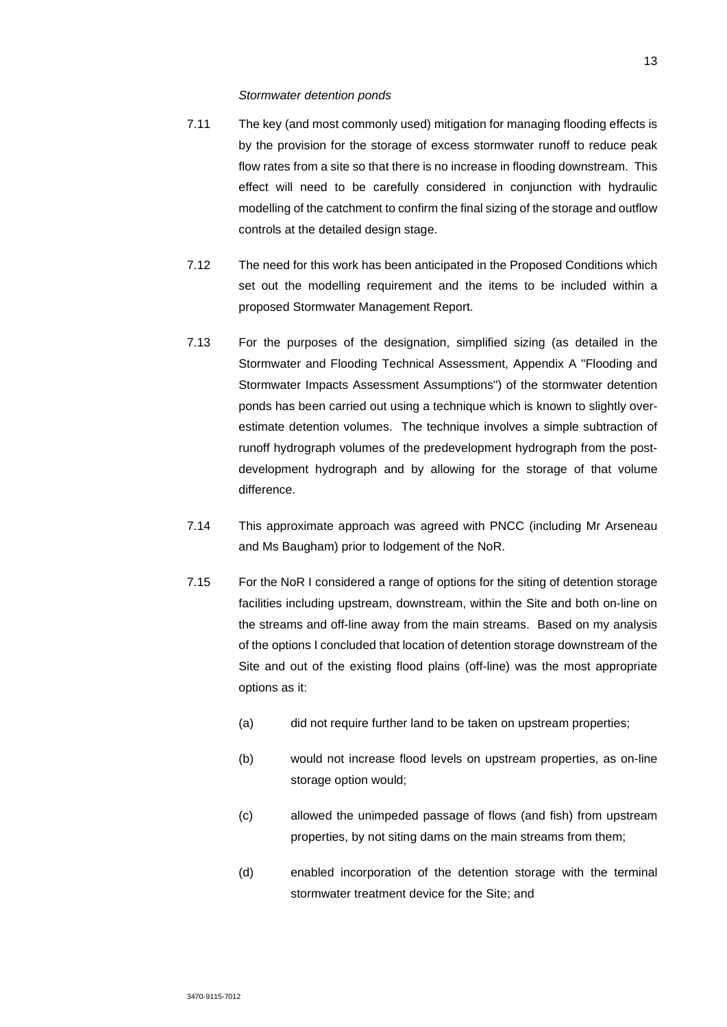*Stormwater detention ponds*

7.11 The key (and most commonly used) mitigation for managing flooding effects is by the provision for the storage of excess stormwater runoff to reduce peak flow rates from a site so that there is no increase in flooding downstream. This effect will need to be carefully considered in conjunction with hydraulic modelling of the catchment to confirm the final sizing of the storage and outflow controls at the detailed design stage.

7.12 The need for this work has been anticipated in the Proposed Conditions which set out the modelling requirement and the items to be included within a proposed Stormwater Management Report.

7.13 For the purposes of the designation, simplified sizing (as detailed in the Stormwater and Flooding Technical Assessment, Appendix A "Flooding and Stormwater Impacts Assessment Assumptions") of the stormwater detention ponds has been carried out using a technique which is known to slightly over-estimate detention volumes. The technique involves a simple subtraction of runoff hydrograph volumes of the predevelopment hydrograph from the post-development hydrograph and by allowing for the storage of that volume difference.

7.14 This approximate approach was agreed with PNCC (including Mr Arseneau and Ms Baugham) prior to lodgement of the NoR.

7.15 For the NoR I considered a range of options for the siting of detention storage facilities including upstream, downstream, within the Site and both on-line on the streams and off-line away from the main streams. Based on my analysis of the options I concluded that location of detention storage downstream of the Site and out of the existing flood plains (off-line) was the most appropriate options as it:

(a) did not require further land to be taken on upstream properties;

(b) would not increase flood levels on upstream properties, as on-line storage option would;

(c) allowed the unimpeded passage of flows (and fish) from upstream properties, by not siting dams on the main streams from them;

(d) enabled incorporation of the detention storage with the terminal stormwater treatment device for the Site; and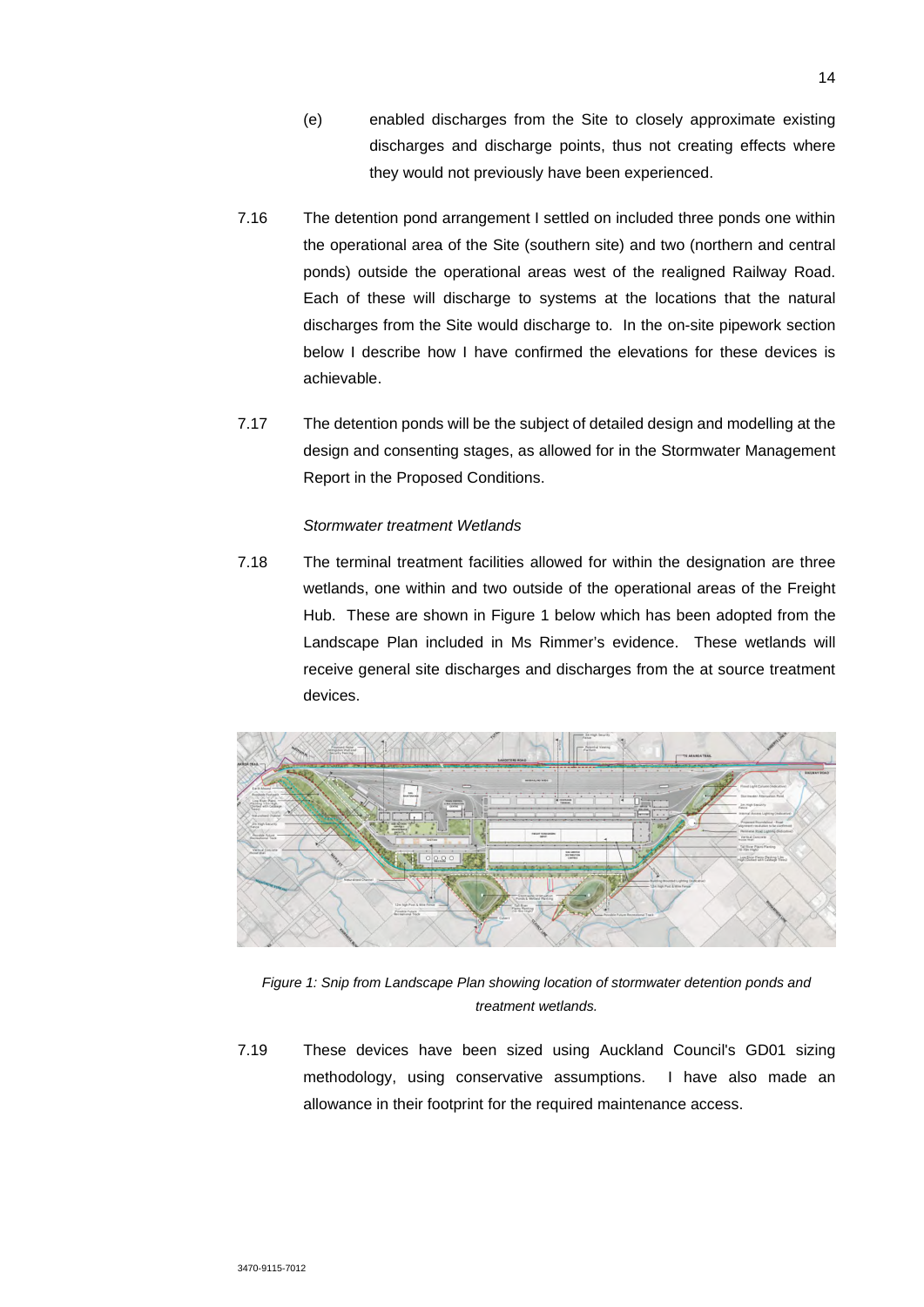(e) enabled discharges from the Site to closely approximate existing discharges and discharge points, thus not creating effects where they would not previously have been experienced.

7.16 The detention pond arrangement I settled on included three ponds one within the operational area of the Site (southern site) and two (northern and central ponds) outside the operational areas west of the realigned Railway Road. Each of these will discharge to systems at the locations that the natural discharges from the Site would discharge to. In the on-site pipework section below I describe how I have confirmed the elevations for these devices is achievable.

7.17 The detention ponds will be the subject of detailed design and modelling at the design and consenting stages, as allowed for in the Stormwater Management Report in the Proposed Conditions.

*Stormwater treatment Wetlands*

7.18 The terminal treatment facilities allowed for within the designation are three wetlands, one within and two outside of the operational areas of the Freight Hub. These are shown in Figure 1 below which has been adopted from the Landscape Plan included in Ms Rimmer's evidence. These wetlands will receive general site discharges and discharges from the at source treatment devices.

*Figure 1: Snip from Landscape Plan showing location of stormwater detention ponds and treatment wetlands.*

7.19 These devices have been sized using Auckland Council's GD01 sizing methodology, using conservative assumptions. I have also made an allowance in their footprint for the required maintenance access.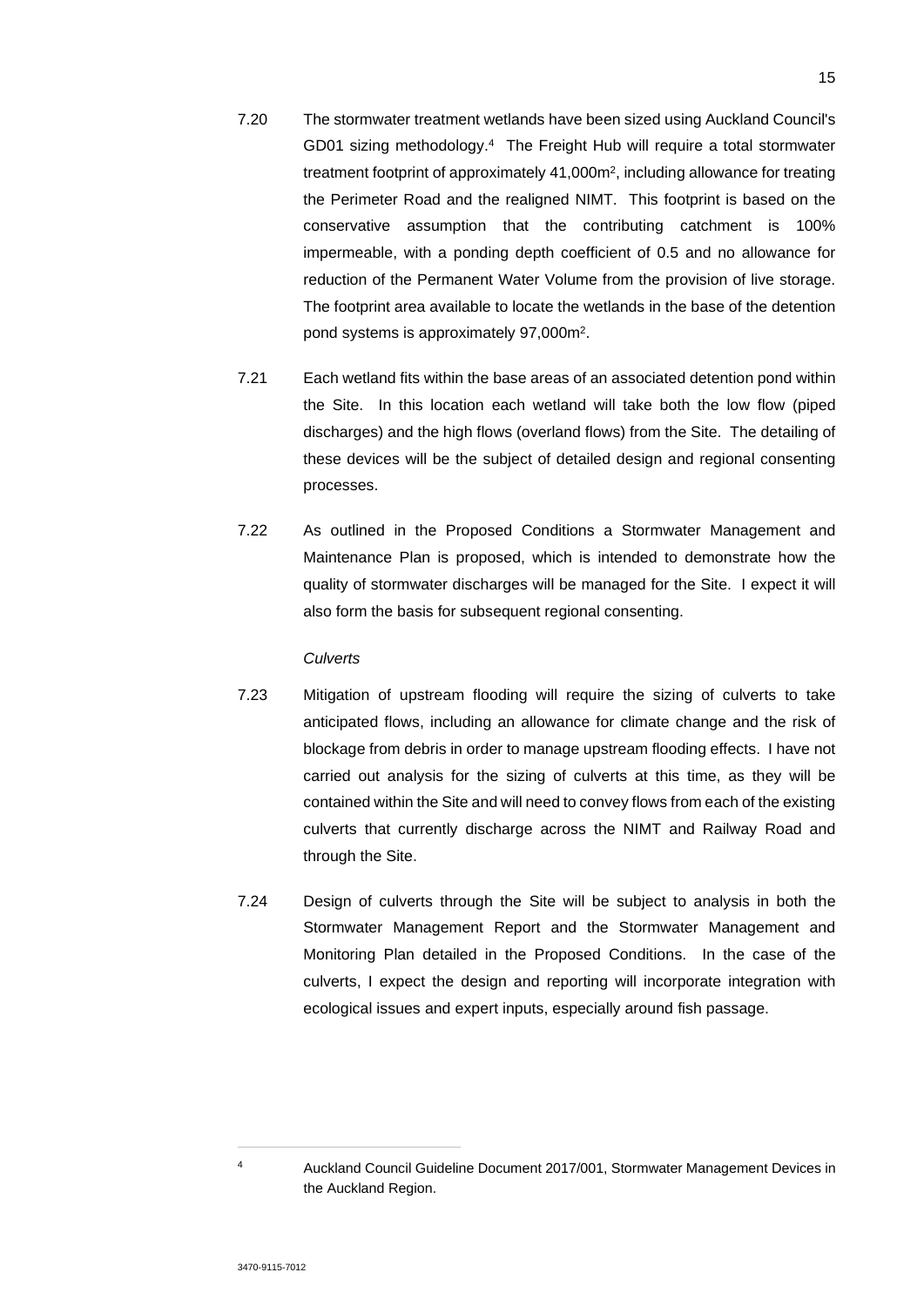7.20 The stormwater treatment wetlands have been sized using Auckland Council's GD01 sizing methodology.[4] The Freight Hub will require a total stormwater treatment footprint of approximately 41,000m$^2$, including allowance for treating the Perimeter Road and the realigned NIMT. This footprint is based on the conservative assumption that the contributing catchment is 100% impermeable, with a ponding depth coefficient of 0.5 and no allowance for reduction of the Permanent Water Volume from the provision of live storage. The footprint area available to locate the wetlands in the base of the detention pond systems is approximately 97,000m$^2$.

7.21 Each wetland fits within the base areas of an associated detention pond within the Site. In this location each wetland will take both the low flow (piped discharges) and the high flows (overland flows) from the Site. The detailing of these devices will be the subject of detailed design and regional consenting processes.

7.22 As outlined in the Proposed Conditions a Stormwater Management and Maintenance Plan is proposed, which is intended to demonstrate how the quality of stormwater discharges will be managed for the Site. I expect it will also form the basis for subsequent regional consenting.

*Culverts*

7.23 Mitigation of upstream flooding will require the sizing of culverts to take anticipated flows, including an allowance for climate change and the risk of blockage from debris in order to manage upstream flooding effects. I have not carried out analysis for the sizing of culverts at this time, as they will be contained within the Site and will need to convey flows from each of the existing culverts that currently discharge across the NIMT and Railway Road and through the Site.

7.24 Design of culverts through the Site will be subject to analysis in both the Stormwater Management Report and the Stormwater Management and Monitoring Plan detailed in the Proposed Conditions. In the case of the culverts, I expect the design and reporting will incorporate integration with ecological issues and expert inputs, especially around fish passage.

---

[4] Auckland Council Guideline Document 2017/001, Stormwater Management Devices in the Auckland Region.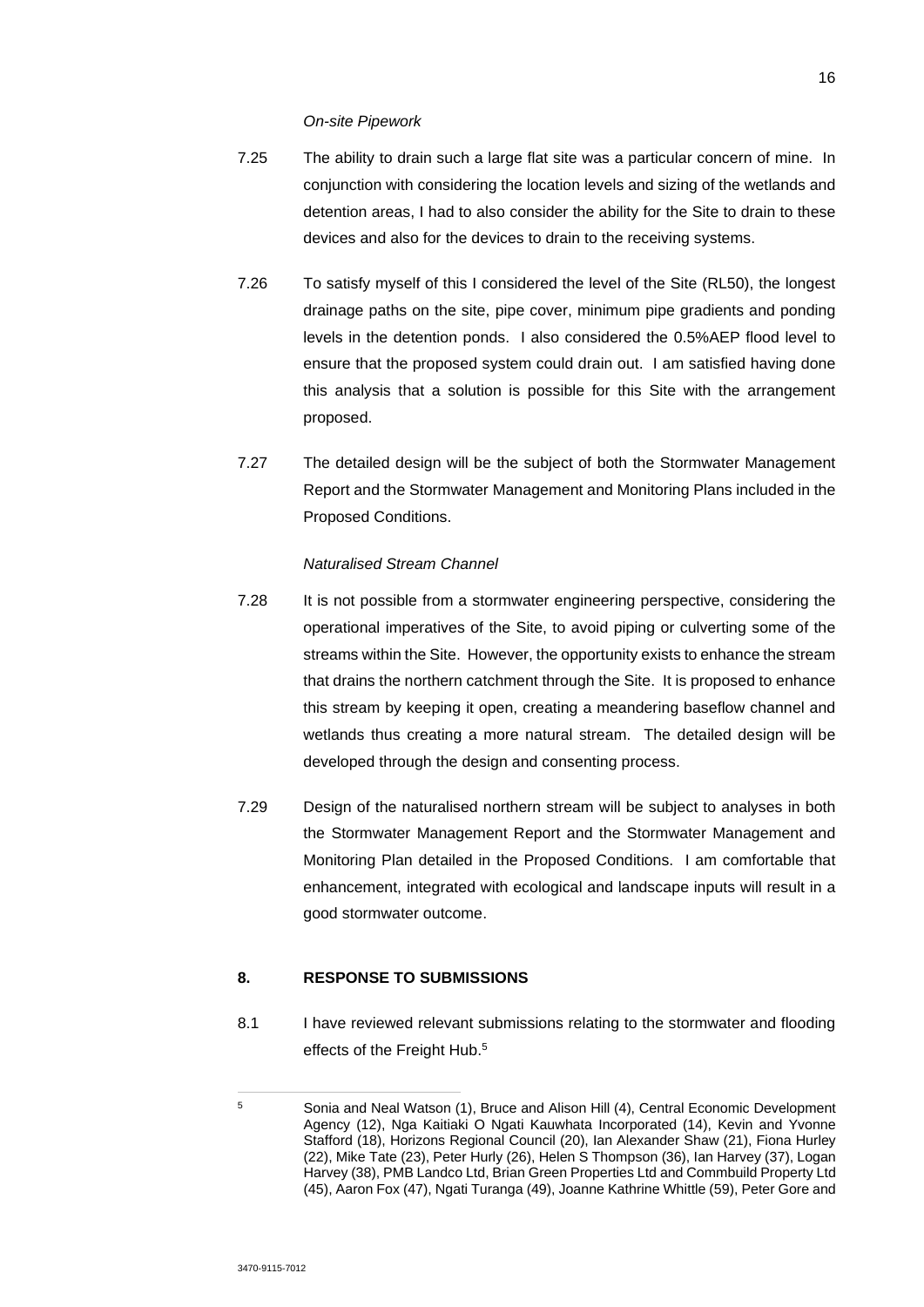*On-site Pipework*

7.25 The ability to drain such a large flat site was a particular concern of mine. In conjunction with considering the location levels and sizing of the wetlands and detention areas, I had to also consider the ability for the Site to drain to these devices and also for the devices to drain to the receiving systems.

7.26 To satisfy myself of this I considered the level of the Site (RL50), the longest drainage paths on the site, pipe cover, minimum pipe gradients and ponding levels in the detention ponds. I also considered the 0.5%AEP flood level to ensure that the proposed system could drain out. I am satisfied having done this analysis that a solution is possible for this Site with the arrangement proposed.

7.27 The detailed design will be the subject of both the Stormwater Management Report and the Stormwater Management and Monitoring Plans included in the Proposed Conditions.

*Naturalised Stream Channel*

7.28 It is not possible from a stormwater engineering perspective, considering the operational imperatives of the Site, to avoid piping or culverting some of the streams within the Site. However, the opportunity exists to enhance the stream that drains the northern catchment through the Site. It is proposed to enhance this stream by keeping it open, creating a meandering baseflow channel and wetlands thus creating a more natural stream. The detailed design will be developed through the design and consenting process.

7.29 Design of the naturalised northern stream will be subject to analyses in both the Stormwater Management Report and the Stormwater Management and Monitoring Plan detailed in the Proposed Conditions. I am comfortable that enhancement, integrated with ecological and landscape inputs will result in a good stormwater outcome.

## 8. RESPONSE TO SUBMISSIONS

8.1 I have reviewed relevant submissions relating to the stormwater and flooding effects of the Freight Hub.[5]

---

[5] Sonia and Neal Watson (1), Bruce and Alison Hill (4), Central Economic Development Agency (12), Nga Kaitiaki O Ngati Kauwhata Incorporated (14), Kevin and Yvonne Stafford (18), Horizons Regional Council (20), Ian Alexander Shaw (21), Fiona Hurley (22), Mike Tate (23), Peter Hurly (26), Helen S Thompson (36), Ian Harvey (37), Logan Harvey (38), PMB Landco Ltd, Brian Green Properties Ltd and Commbuild Property Ltd (45), Aaron Fox (47), Ngati Turanga (49), Joanne Kathrine Whittle (59), Peter Gore and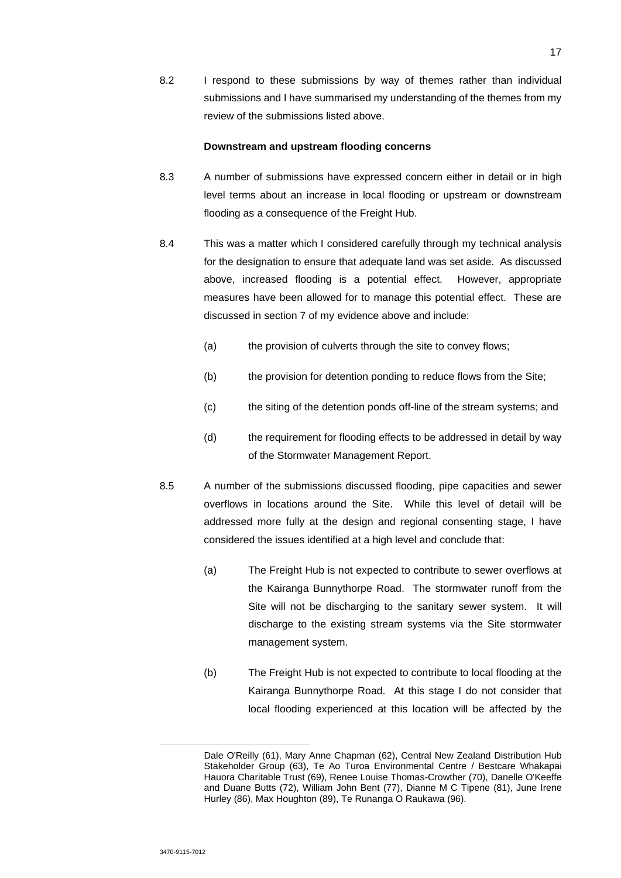8.2 I respond to these submissions by way of themes rather than individual submissions and I have summarised my understanding of the themes from my review of the submissions listed above.

**Downstream and upstream flooding concerns**

8.3 A number of submissions have expressed concern either in detail or in high level terms about an increase in local flooding or upstream or downstream flooding as a consequence of the Freight Hub.

8.4 This was a matter which I considered carefully through my technical analysis for the designation to ensure that adequate land was set aside. As discussed above, increased flooding is a potential effect. However, appropriate measures have been allowed for to manage this potential effect. These are discussed in section 7 of my evidence above and include:

(a) the provision of culverts through the site to convey flows;

(b) the provision for detention ponding to reduce flows from the Site;

(c) the siting of the detention ponds off-line of the stream systems; and

(d) the requirement for flooding effects to be addressed in detail by way of the Stormwater Management Report.

8.5 A number of the submissions discussed flooding, pipe capacities and sewer overflows in locations around the Site. While this level of detail will be addressed more fully at the design and regional consenting stage, I have considered the issues identified at a high level and conclude that:

(a) The Freight Hub is not expected to contribute to sewer overflows at the Kairanga Bunnythorpe Road. The stormwater runoff from the Site will not be discharging to the sanitary sewer system. It will discharge to the existing stream systems via the Site stormwater management system.

(b) The Freight Hub is not expected to contribute to local flooding at the Kairanga Bunnythorpe Road. At this stage I do not consider that local flooding experienced at this location will be affected by the

---

Dale O'Reilly (61), Mary Anne Chapman (62), Central New Zealand Distribution Hub Stakeholder Group (63), Te Ao Turoa Environmental Centre / Bestcare Whakapai Hauora Charitable Trust (69), Renee Louise Thomas-Crowther (70), Danelle O'Keeffe and Duane Butts (72), William John Bent (77), Dianne M C Tipene (81), June Irene Hurley (86), Max Houghton (89), Te Runanga O Raukawa (96).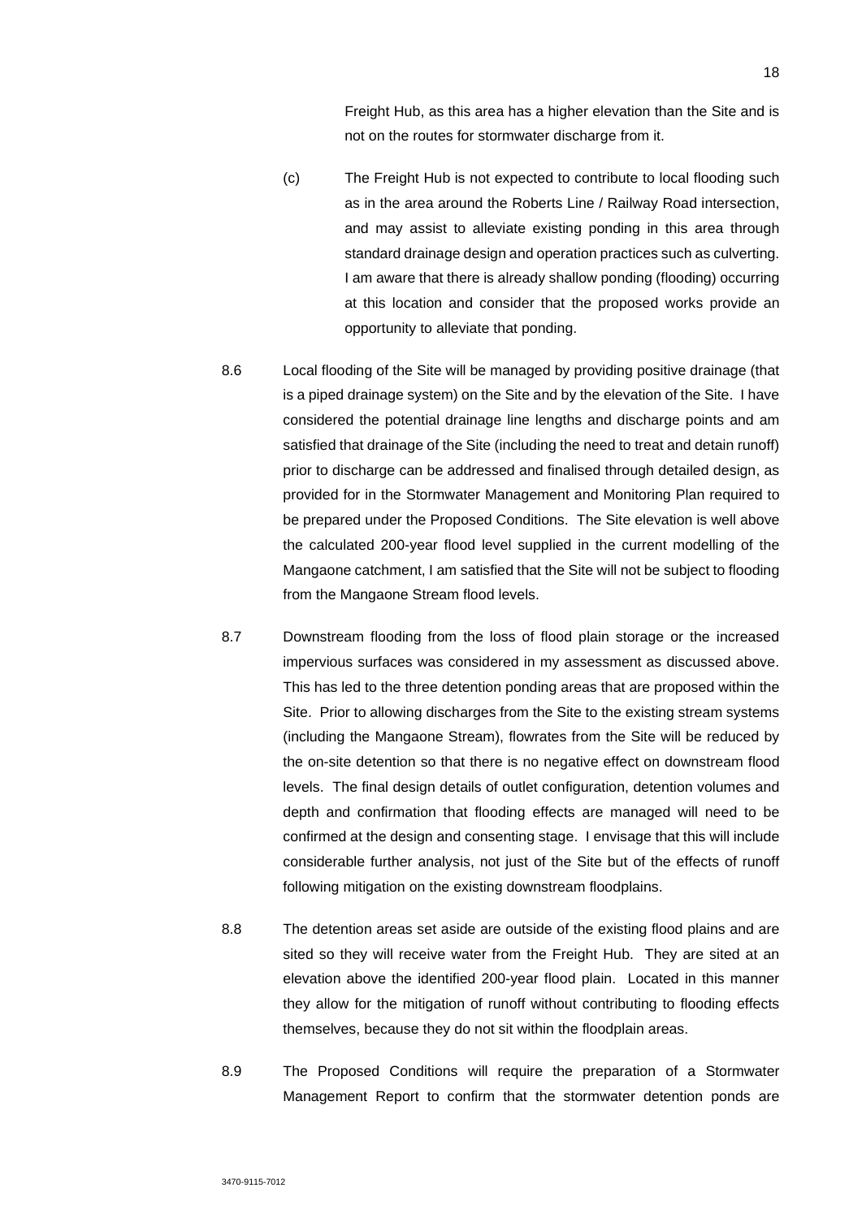Freight Hub, as this area has a higher elevation than the Site and is not on the routes for stormwater discharge from it.

(c) The Freight Hub is not expected to contribute to local flooding such as in the area around the Roberts Line / Railway Road intersection, and may assist to alleviate existing ponding in this area through standard drainage design and operation practices such as culverting. I am aware that there is already shallow ponding (flooding) occurring at this location and consider that the proposed works provide an opportunity to alleviate that ponding.

8.6 Local flooding of the Site will be managed by providing positive drainage (that is a piped drainage system) on the Site and by the elevation of the Site. I have considered the potential drainage line lengths and discharge points and am satisfied that drainage of the Site (including the need to treat and detain runoff) prior to discharge can be addressed and finalised through detailed design, as provided for in the Stormwater Management and Monitoring Plan required to be prepared under the Proposed Conditions. The Site elevation is well above the calculated 200-year flood level supplied in the current modelling of the Mangaone catchment, I am satisfied that the Site will not be subject to flooding from the Mangaone Stream flood levels.

8.7 Downstream flooding from the loss of flood plain storage or the increased impervious surfaces was considered in my assessment as discussed above. This has led to the three detention ponding areas that are proposed within the Site. Prior to allowing discharges from the Site to the existing stream systems (including the Mangaone Stream), flowrates from the Site will be reduced by the on-site detention so that there is no negative effect on downstream flood levels. The final design details of outlet configuration, detention volumes and depth and confirmation that flooding effects are managed will need to be confirmed at the design and consenting stage. I envisage that this will include considerable further analysis, not just of the Site but of the effects of runoff following mitigation on the existing downstream floodplains.

8.8 The detention areas set aside are outside of the existing flood plains and are sited so they will receive water from the Freight Hub. They are sited at an elevation above the identified 200-year flood plain. Located in this manner they allow for the mitigation of runoff without contributing to flooding effects themselves, because they do not sit within the floodplain areas.

8.9 The Proposed Conditions will require the preparation of a Stormwater Management Report to confirm that the stormwater detention ponds are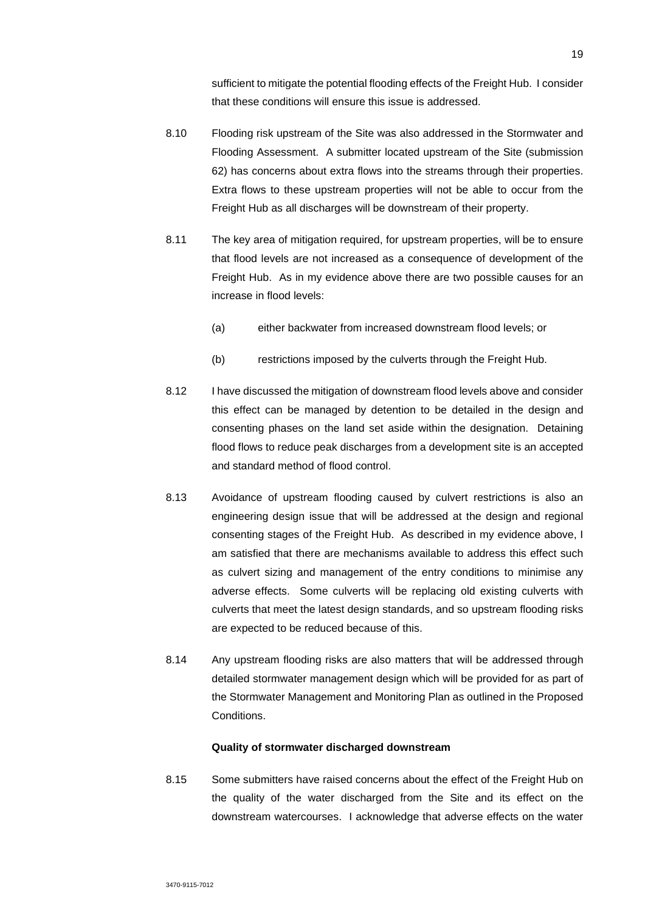sufficient to mitigate the potential flooding effects of the Freight Hub. I consider that these conditions will ensure this issue is addressed.

8.10 Flooding risk upstream of the Site was also addressed in the Stormwater and Flooding Assessment. A submitter located upstream of the Site (submission 62) has concerns about extra flows into the streams through their properties. Extra flows to these upstream properties will not be able to occur from the Freight Hub as all discharges will be downstream of their property.

8.11 The key area of mitigation required, for upstream properties, will be to ensure that flood levels are not increased as a consequence of development of the Freight Hub. As in my evidence above there are two possible causes for an increase in flood levels:

(a) either backwater from increased downstream flood levels; or

(b) restrictions imposed by the culverts through the Freight Hub.

8.12 I have discussed the mitigation of downstream flood levels above and consider this effect can be managed by detention to be detailed in the design and consenting phases on the land set aside within the designation. Detaining flood flows to reduce peak discharges from a development site is an accepted and standard method of flood control.

8.13 Avoidance of upstream flooding caused by culvert restrictions is also an engineering design issue that will be addressed at the design and regional consenting stages of the Freight Hub. As described in my evidence above, I am satisfied that there are mechanisms available to address this effect such as culvert sizing and management of the entry conditions to minimise any adverse effects. Some culverts will be replacing old existing culverts with culverts that meet the latest design standards, and so upstream flooding risks are expected to be reduced because of this.

8.14 Any upstream flooding risks are also matters that will be addressed through detailed stormwater management design which will be provided for as part of the Stormwater Management and Monitoring Plan as outlined in the Proposed Conditions.

**Quality of stormwater discharged downstream**

8.15 Some submitters have raised concerns about the effect of the Freight Hub on the quality of the water discharged from the Site and its effect on the downstream watercourses. I acknowledge that adverse effects on the water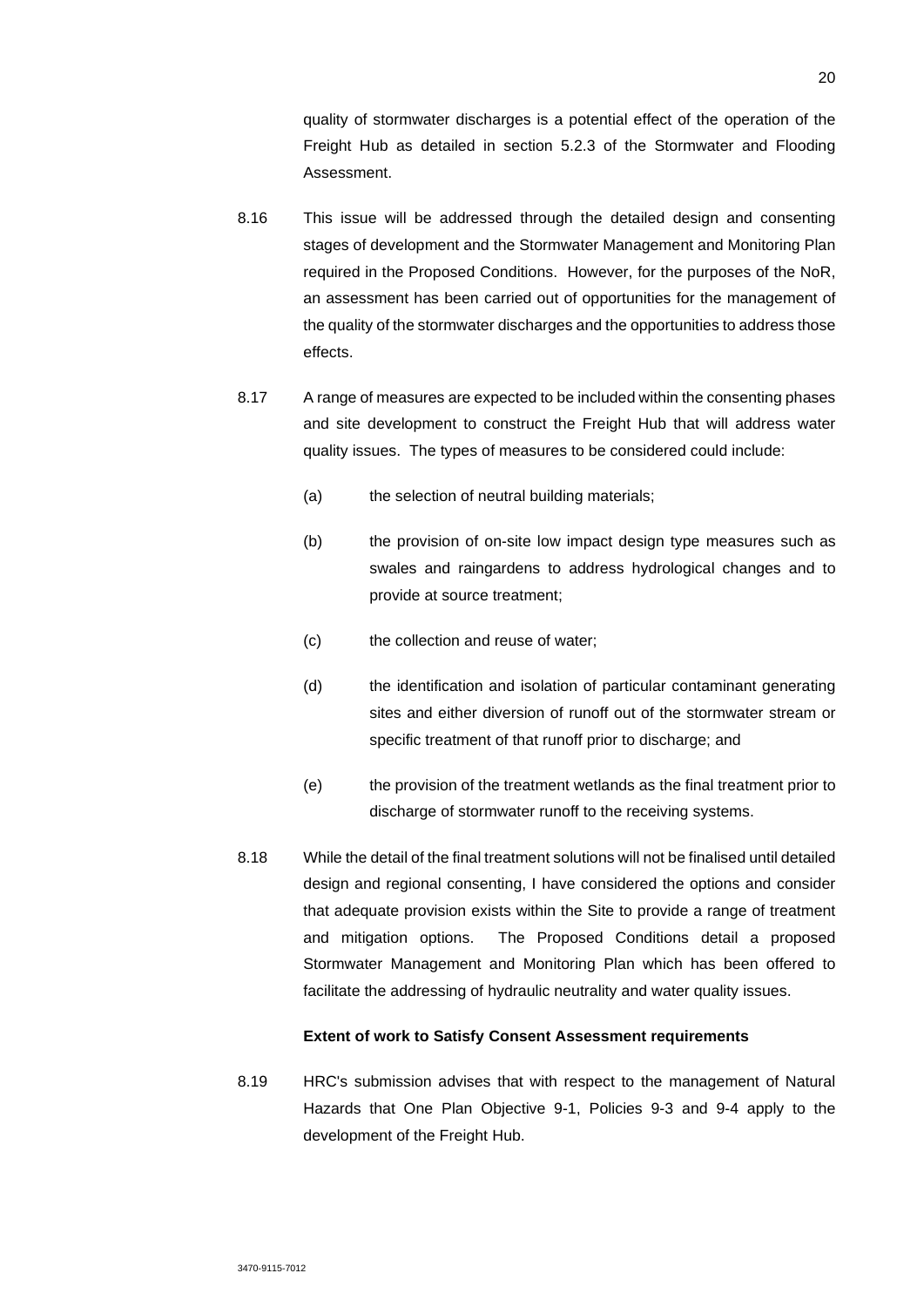quality of stormwater discharges is a potential effect of the operation of the Freight Hub as detailed in section 5.2.3 of the Stormwater and Flooding Assessment.

8.16 This issue will be addressed through the detailed design and consenting stages of development and the Stormwater Management and Monitoring Plan required in the Proposed Conditions. However, for the purposes of the NoR, an assessment has been carried out of opportunities for the management of the quality of the stormwater discharges and the opportunities to address those effects.

8.17 A range of measures are expected to be included within the consenting phases and site development to construct the Freight Hub that will address water quality issues. The types of measures to be considered could include:

(a) the selection of neutral building materials;

(b) the provision of on-site low impact design type measures such as swales and raingardens to address hydrological changes and to provide at source treatment;

(c) the collection and reuse of water;

(d) the identification and isolation of particular contaminant generating sites and either diversion of runoff out of the stormwater stream or specific treatment of that runoff prior to discharge; and

(e) the provision of the treatment wetlands as the final treatment prior to discharge of stormwater runoff to the receiving systems.

8.18 While the detail of the final treatment solutions will not be finalised until detailed design and regional consenting, I have considered the options and consider that adequate provision exists within the Site to provide a range of treatment and mitigation options. The Proposed Conditions detail a proposed Stormwater Management and Monitoring Plan which has been offered to facilitate the addressing of hydraulic neutrality and water quality issues.

**Extent of work to Satisfy Consent Assessment requirements**

8.19 HRC's submission advises that with respect to the management of Natural Hazards that One Plan Objective 9-1, Policies 9-3 and 9-4 apply to the development of the Freight Hub.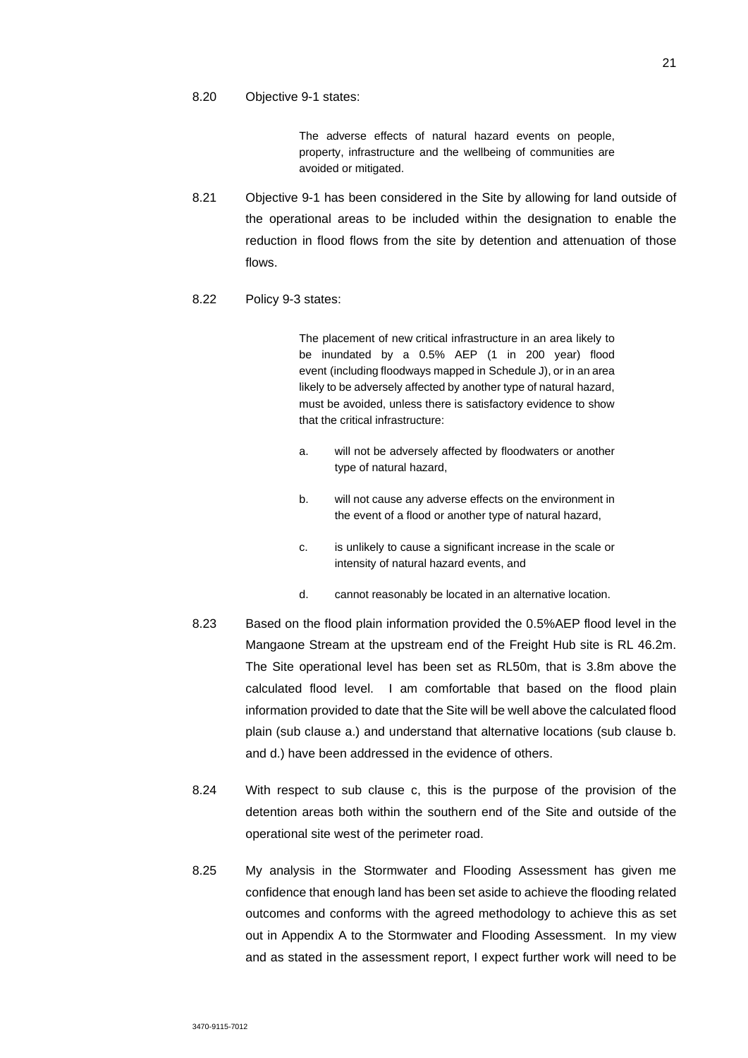8.20 Objective 9-1 states:

> The adverse effects of natural hazard events on people, property, infrastructure and the wellbeing of communities are avoided or mitigated.

8.21 Objective 9-1 has been considered in the Site by allowing for land outside of the operational areas to be included within the designation to enable the reduction in flood flows from the site by detention and attenuation of those flows.

8.22 Policy 9-3 states:

> The placement of new critical infrastructure in an area likely to be inundated by a 0.5% AEP (1 in 200 year) flood event (including floodways mapped in Schedule J), or in an area likely to be adversely affected by another type of natural hazard, must be avoided, unless there is satisfactory evidence to show that the critical infrastructure:
>
> a. will not be adversely affected by floodwaters or another type of natural hazard,
>
> b. will not cause any adverse effects on the environment in the event of a flood or another type of natural hazard,
>
> c. is unlikely to cause a significant increase in the scale or intensity of natural hazard events, and
>
> d. cannot reasonably be located in an alternative location.

8.23 Based on the flood plain information provided the 0.5%AEP flood level in the Mangaone Stream at the upstream end of the Freight Hub site is RL 46.2m. The Site operational level has been set as RL50m, that is 3.8m above the calculated flood level. I am comfortable that based on the flood plain information provided to date that the Site will be well above the calculated flood plain (sub clause a.) and understand that alternative locations (sub clause b. and d.) have been addressed in the evidence of others.

8.24 With respect to sub clause c, this is the purpose of the provision of the detention areas both within the southern end of the Site and outside of the operational site west of the perimeter road.

8.25 My analysis in the Stormwater and Flooding Assessment has given me confidence that enough land has been set aside to achieve the flooding related outcomes and conforms with the agreed methodology to achieve this as set out in Appendix A to the Stormwater and Flooding Assessment. In my view and as stated in the assessment report, I expect further work will need to be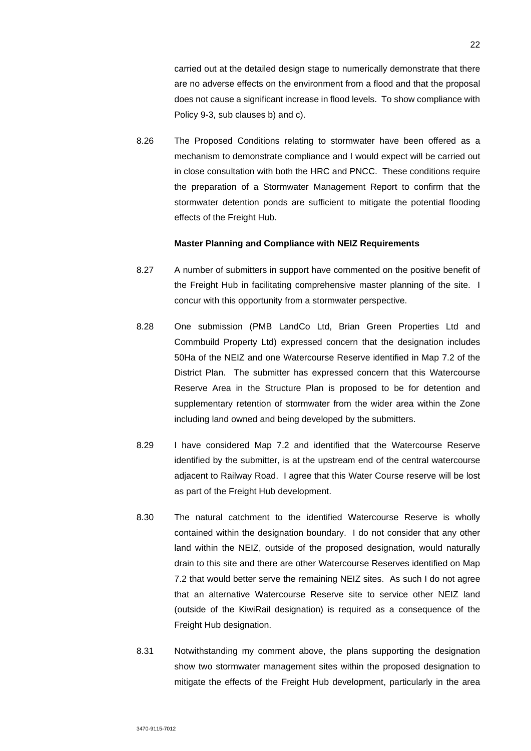carried out at the detailed design stage to numerically demonstrate that there are no adverse effects on the environment from a flood and that the proposal does not cause a significant increase in flood levels. To show compliance with Policy 9-3, sub clauses b) and c).

8.26 The Proposed Conditions relating to stormwater have been offered as a mechanism to demonstrate compliance and I would expect will be carried out in close consultation with both the HRC and PNCC. These conditions require the preparation of a Stormwater Management Report to confirm that the stormwater detention ponds are sufficient to mitigate the potential flooding effects of the Freight Hub.

**Master Planning and Compliance with NEIZ Requirements**

8.27 A number of submitters in support have commented on the positive benefit of the Freight Hub in facilitating comprehensive master planning of the site. I concur with this opportunity from a stormwater perspective.

8.28 One submission (PMB LandCo Ltd, Brian Green Properties Ltd and Commbuild Property Ltd) expressed concern that the designation includes 50Ha of the NEIZ and one Watercourse Reserve identified in Map 7.2 of the District Plan. The submitter has expressed concern that this Watercourse Reserve Area in the Structure Plan is proposed to be for detention and supplementary retention of stormwater from the wider area within the Zone including land owned and being developed by the submitters.

8.29 I have considered Map 7.2 and identified that the Watercourse Reserve identified by the submitter, is at the upstream end of the central watercourse adjacent to Railway Road. I agree that this Water Course reserve will be lost as part of the Freight Hub development.

8.30 The natural catchment to the identified Watercourse Reserve is wholly contained within the designation boundary. I do not consider that any other land within the NEIZ, outside of the proposed designation, would naturally drain to this site and there are other Watercourse Reserves identified on Map 7.2 that would better serve the remaining NEIZ sites. As such I do not agree that an alternative Watercourse Reserve site to service other NEIZ land (outside of the KiwiRail designation) is required as a consequence of the Freight Hub designation.

8.31 Notwithstanding my comment above, the plans supporting the designation show two stormwater management sites within the proposed designation to mitigate the effects of the Freight Hub development, particularly in the area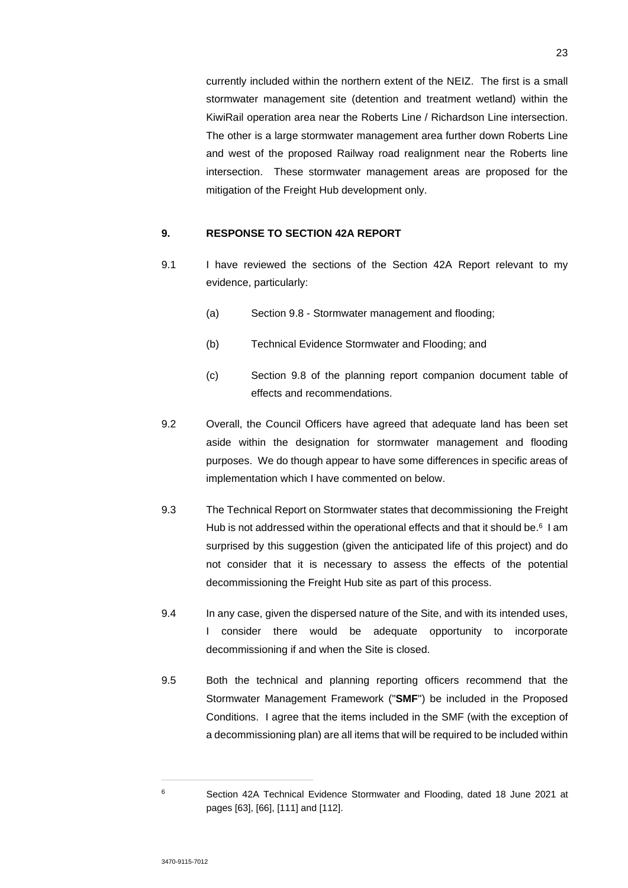currently included within the northern extent of the NEIZ. The first is a small stormwater management site (detention and treatment wetland) within the KiwiRail operation area near the Roberts Line / Richardson Line intersection. The other is a large stormwater management area further down Roberts Line and west of the proposed Railway road realignment near the Roberts line intersection. These stormwater management areas are proposed for the mitigation of the Freight Hub development only.

## 9. RESPONSE TO SECTION 42A REPORT

9.1 I have reviewed the sections of the Section 42A Report relevant to my evidence, particularly:

(a) Section 9.8 - Stormwater management and flooding;

(b) Technical Evidence Stormwater and Flooding; and

(c) Section 9.8 of the planning report companion document table of effects and recommendations.

9.2 Overall, the Council Officers have agreed that adequate land has been set aside within the designation for stormwater management and flooding purposes. We do though appear to have some differences in specific areas of implementation which I have commented on below.

9.3 The Technical Report on Stormwater states that decommissioning the Freight Hub is not addressed within the operational effects and that it should be.[6] I am surprised by this suggestion (given the anticipated life of this project) and do not consider that it is necessary to assess the effects of the potential decommissioning the Freight Hub site as part of this process.

9.4 In any case, given the dispersed nature of the Site, and with its intended uses, I consider there would be adequate opportunity to incorporate decommissioning if and when the Site is closed.

9.5 Both the technical and planning reporting officers recommend that the Stormwater Management Framework ("**SMF**") be included in the Proposed Conditions. I agree that the items included in the SMF (with the exception of a decommissioning plan) are all items that will be required to be included within

---

[6] Section 42A Technical Evidence Stormwater and Flooding, dated 18 June 2021 at pages [63], [66], [111] and [112].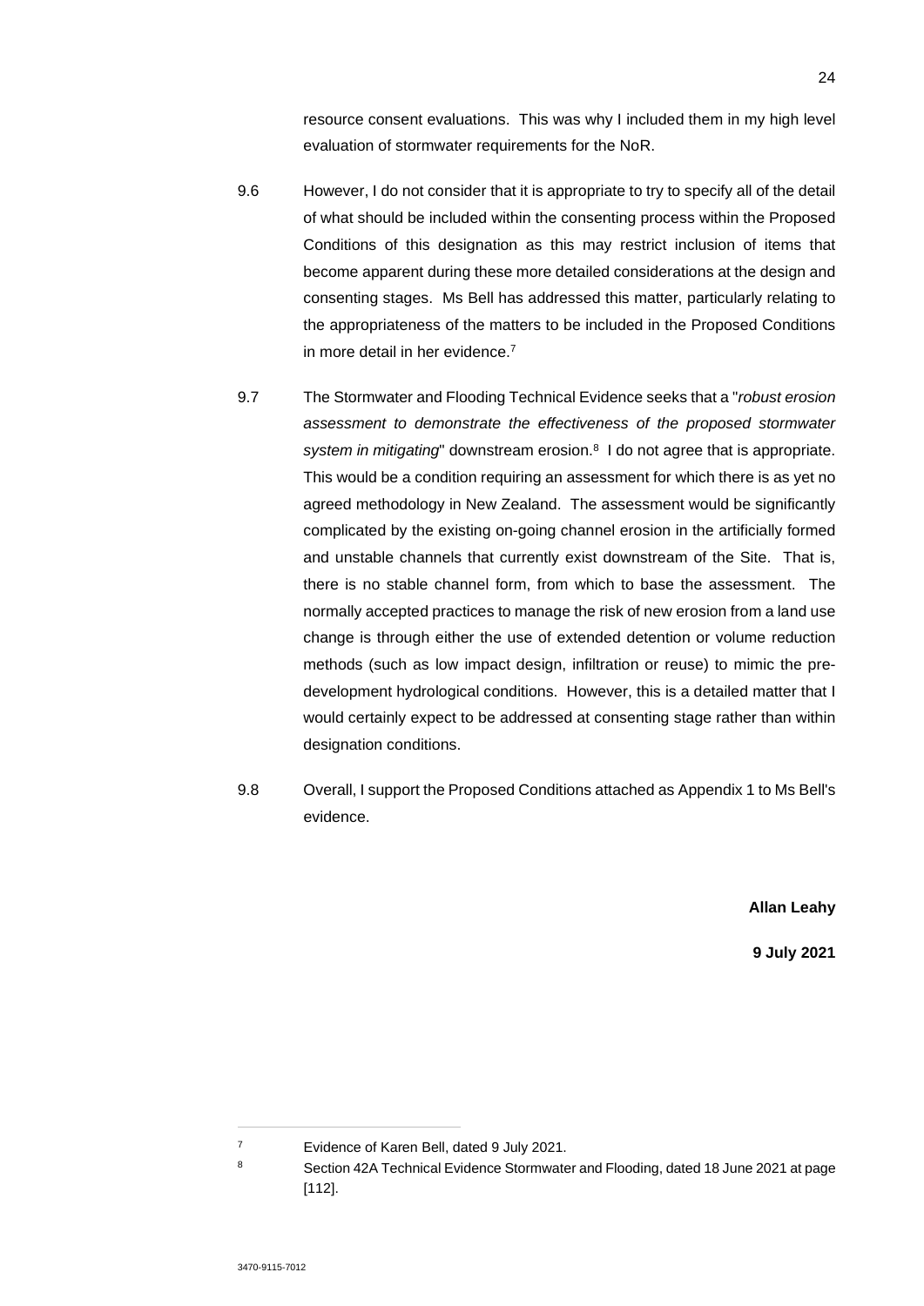resource consent evaluations. This was why I included them in my high level evaluation of stormwater requirements for the NoR.

9.6 However, I do not consider that it is appropriate to try to specify all of the detail of what should be included within the consenting process within the Proposed Conditions of this designation as this may restrict inclusion of items that become apparent during these more detailed considerations at the design and consenting stages. Ms Bell has addressed this matter, particularly relating to the appropriateness of the matters to be included in the Proposed Conditions in more detail in her evidence.[7]

9.7 The Stormwater and Flooding Technical Evidence seeks that a "*robust erosion assessment to demonstrate the effectiveness of the proposed stormwater system in mitigating*" downstream erosion.[8] I do not agree that is appropriate. This would be a condition requiring an assessment for which there is as yet no agreed methodology in New Zealand. The assessment would be significantly complicated by the existing on-going channel erosion in the artificially formed and unstable channels that currently exist downstream of the Site. That is, there is no stable channel form, from which to base the assessment. The normally accepted practices to manage the risk of new erosion from a land use change is through either the use of extended detention or volume reduction methods (such as low impact design, infiltration or reuse) to mimic the pre-development hydrological conditions. However, this is a detailed matter that I would certainly expect to be addressed at consenting stage rather than within designation conditions.

9.8 Overall, I support the Proposed Conditions attached as Appendix 1 to Ms Bell's evidence.

**Allan Leahy**

**9 July 2021**

---

[7] Evidence of Karen Bell, dated 9 July 2021.

[8] Section 42A Technical Evidence Stormwater and Flooding, dated 18 June 2021 at page [112].

3470-9115-7012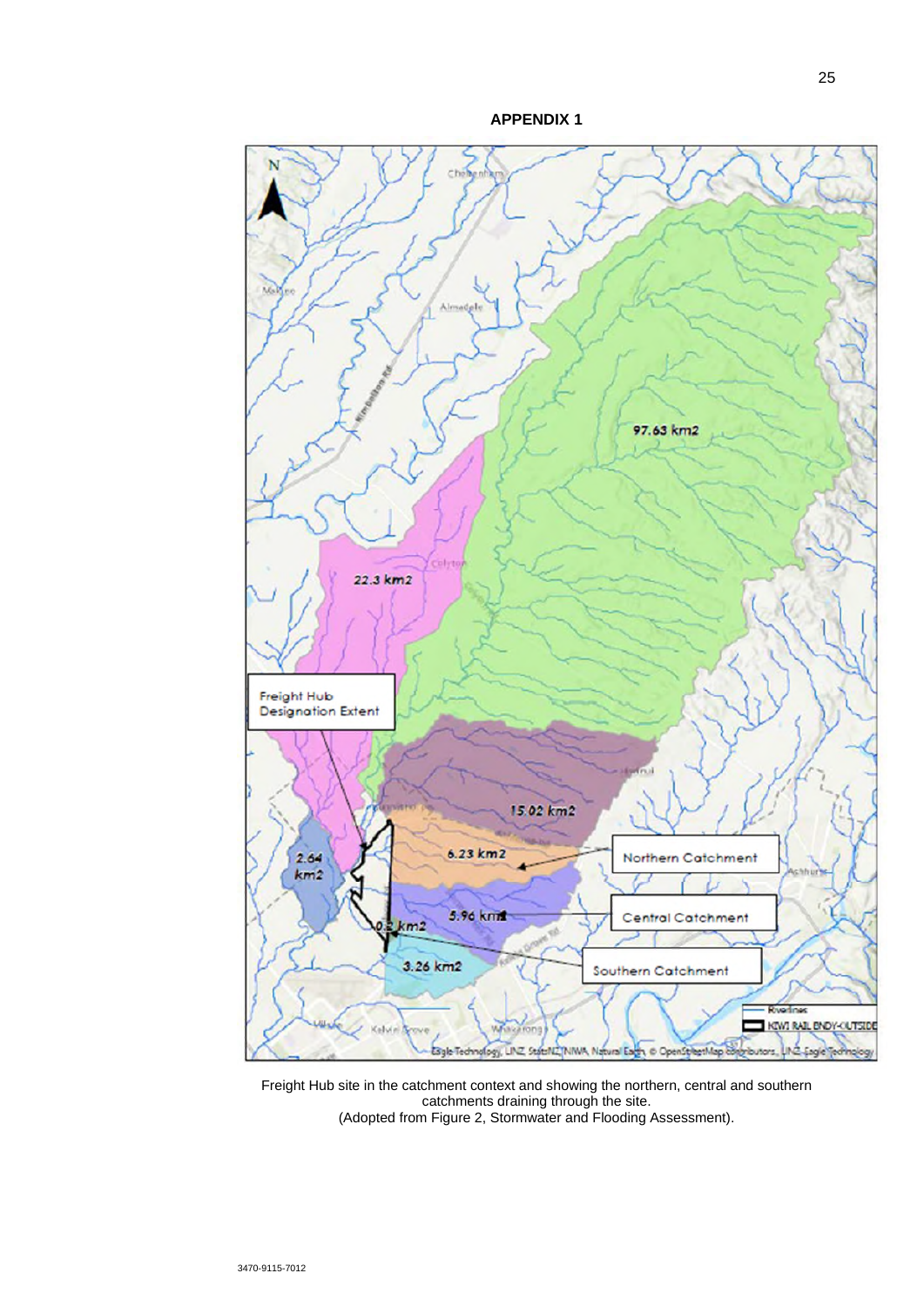## APPENDIX 1

N

Cheltenham

Makino

Almadale

Kimbolton Rd

97.63 km2

22.3 km2

Colyton

Freight Hub Designation Extent

15.02 km2

6.23 km2

2.64 km2

Northern Catchment

5.96 km2

0.2 km2

Central Catchment

3.26 km2

Southern Catchment

Kelvin Grove

Whakarongo

Ashhurst

Riverlines

KIWI RAIL BNDY-OUTSIDE

Eagle Technology, LINZ, StatsNZ, NIWA, Natural Earth, © OpenStreetMap contributors, LINZ, Eagle Technology

Freight Hub site in the catchment context and showing the northern, central and southern catchments draining through the site.
(Adopted from Figure 2, Stormwater and Flooding Assessment).

3470-9115-7012